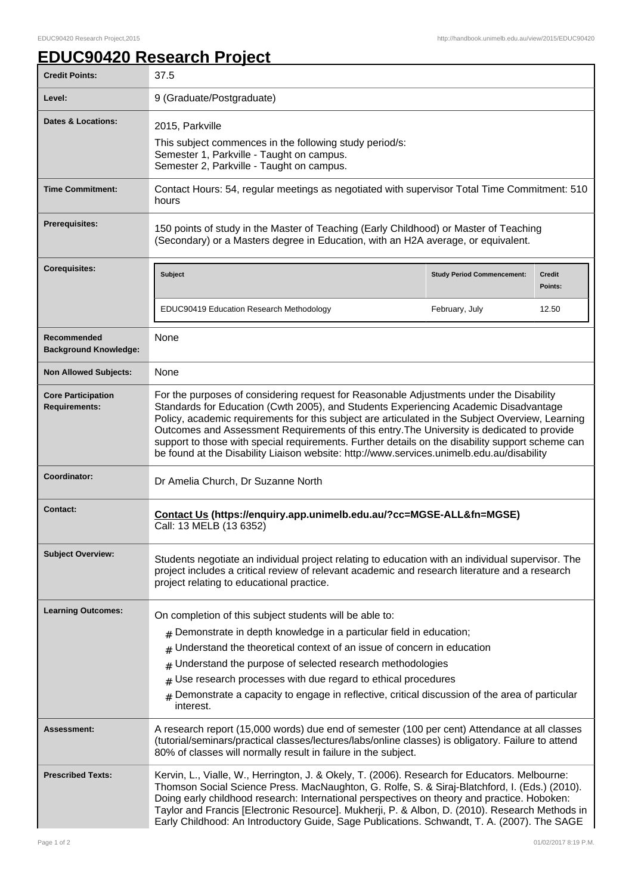# EDUC90420 Research Project

| | |
|---|---|
| **Credit Points:** | 37.5 |
| **Level:** | 9 (Graduate/Postgraduate) |
| **Dates & Locations:** | 2015, Parkville<br>This subject commences in the following study period/s:<br>Semester 1, Parkville - Taught on campus.<br>Semester 2, Parkville - Taught on campus. |
| **Time Commitment:** | Contact Hours: 54, regular meetings as negotiated with supervisor Total Time Commitment: 510 hours |
| **Prerequisites:** | 150 points of study in the Master of Teaching (Early Childhood) or Master of Teaching (Secondary) or a Masters degree in Education, with an H2A average, or equivalent. |
| **Corequisites:** | **Subject**: EDUC90419 Education Research Methodology; **Study Period Commencement**: February, July; **Credit Points**: 12.50 |
| **Recommended Background Knowledge:** | None |
| **Non Allowed Subjects:** | None |
| **Core Participation Requirements:** | For the purposes of considering request for Reasonable Adjustments under the Disability Standards for Education (Cwth 2005), and Students Experiencing Academic Disadvantage Policy, academic requirements for this subject are articulated in the Subject Overview, Learning Outcomes and Assessment Requirements of this entry.The University is dedicated to provide support to those with special requirements. Further details on the disability support scheme can be found at the Disability Liaison website: http://www.services.unimelb.edu.au/disability |
| **Coordinator:** | Dr Amelia Church, Dr Suzanne North |
| **Contact:** | **Contact Us (https://enquiry.app.unimelb.edu.au/?cc=MGSE-ALL&fn=MGSE)**<br>Call: 13 MELB (13 6352) |
| **Subject Overview:** | Students negotiate an individual project relating to education with an individual supervisor. The project includes a critical review of relevant academic and research literature and a research project relating to educational practice. |
| **Learning Outcomes:** | On completion of this subject students will be able to:<br># Demonstrate in depth knowledge in a particular field in education;<br># Understand the theoretical context of an issue of concern in education<br># Understand the purpose of selected research methodologies<br># Use research processes with due regard to ethical procedures<br># Demonstrate a capacity to engage in reflective, critical discussion of the area of particular interest. |
| **Assessment:** | A research report (15,000 words) due end of semester (100 per cent) Attendance at all classes (tutorial/seminars/practical classes/lectures/labs/online classes) is obligatory. Failure to attend 80% of classes will normally result in failure in the subject. |
| **Prescribed Texts:** | Kervin, L., Vialle, W., Herrington, J. & Okely, T. (2006). Research for Educators. Melbourne: Thomson Social Science Press. MacNaughton, G. Rolfe, S. & Siraj-Blatchford, I. (Eds.) (2010). Doing early childhood research: International perspectives on theory and practice. Hoboken: Taylor and Francis [Electronic Resource]. Mukherji, P. & Albon, D. (2010). Research Methods in Early Childhood: An Introductory Guide, Sage Publications. Schwandt, T. A. (2007). The SAGE |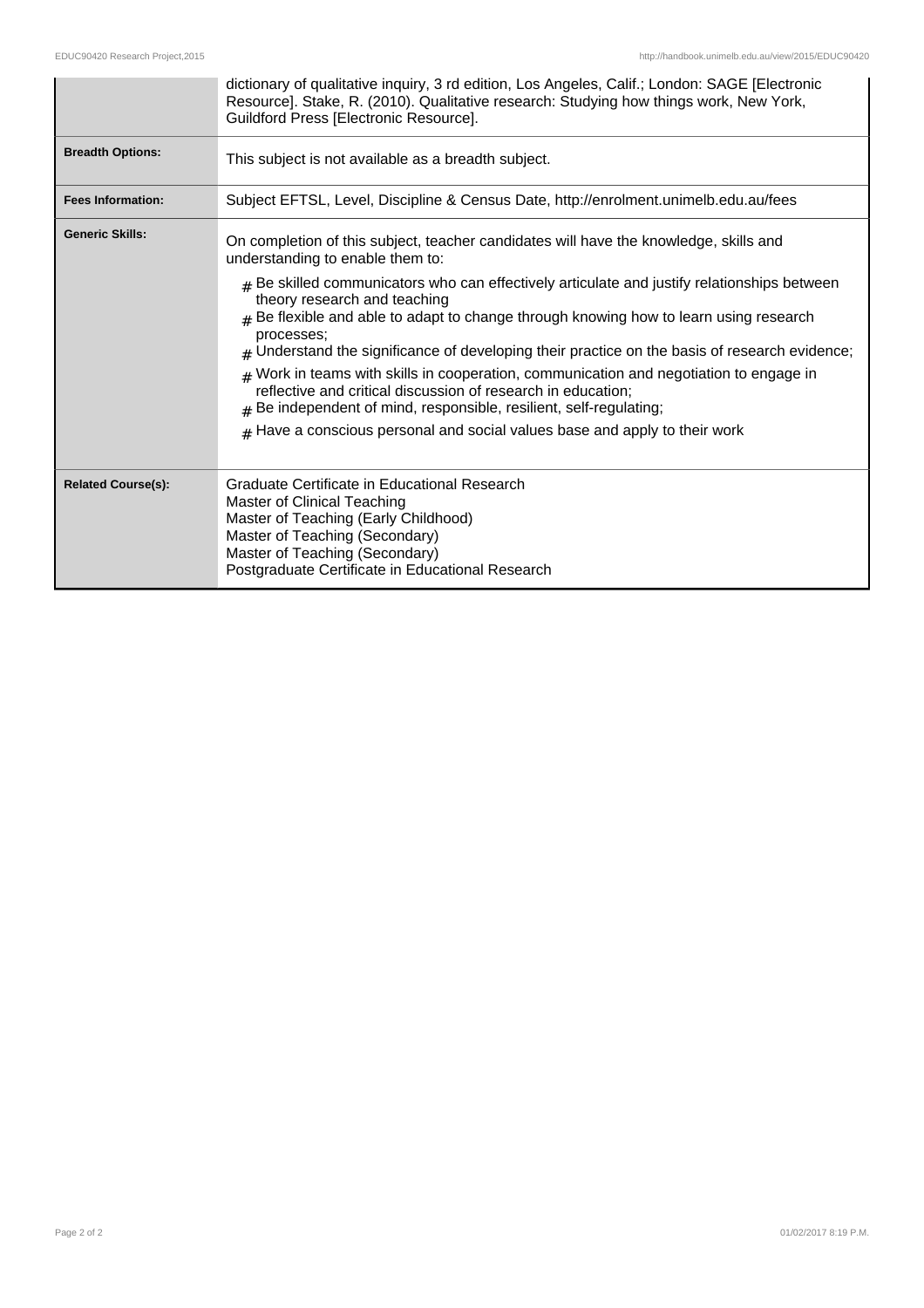| | |
|---|---|
| | dictionary of qualitative inquiry, 3 rd edition, Los Angeles, Calif.; London: SAGE [Electronic Resource]. Stake, R. (2010). Qualitative research: Studying how things work, New York, Guildford Press [Electronic Resource]. |
| **Breadth Options:** | This subject is not available as a breadth subject. |
| **Fees Information:** | Subject EFTSL, Level, Discipline & Census Date, http://enrolment.unimelb.edu.au/fees |
| **Generic Skills:** | On completion of this subject, teacher candidates will have the knowledge, skills and understanding to enable them to:<br># Be skilled communicators who can effectively articulate and justify relationships between theory research and teaching<br># Be flexible and able to adapt to change through knowing how to learn using research processes;<br># Understand the significance of developing their practice on the basis of research evidence;<br># Work in teams with skills in cooperation, communication and negotiation to engage in reflective and critical discussion of research in education;<br># Be independent of mind, responsible, resilient, self-regulating;<br># Have a conscious personal and social values base and apply to their work |
| **Related Course(s):** | Graduate Certificate in Educational Research<br>Master of Clinical Teaching<br>Master of Teaching (Early Childhood)<br>Master of Teaching (Secondary)<br>Master of Teaching (Secondary)<br>Postgraduate Certificate in Educational Research |